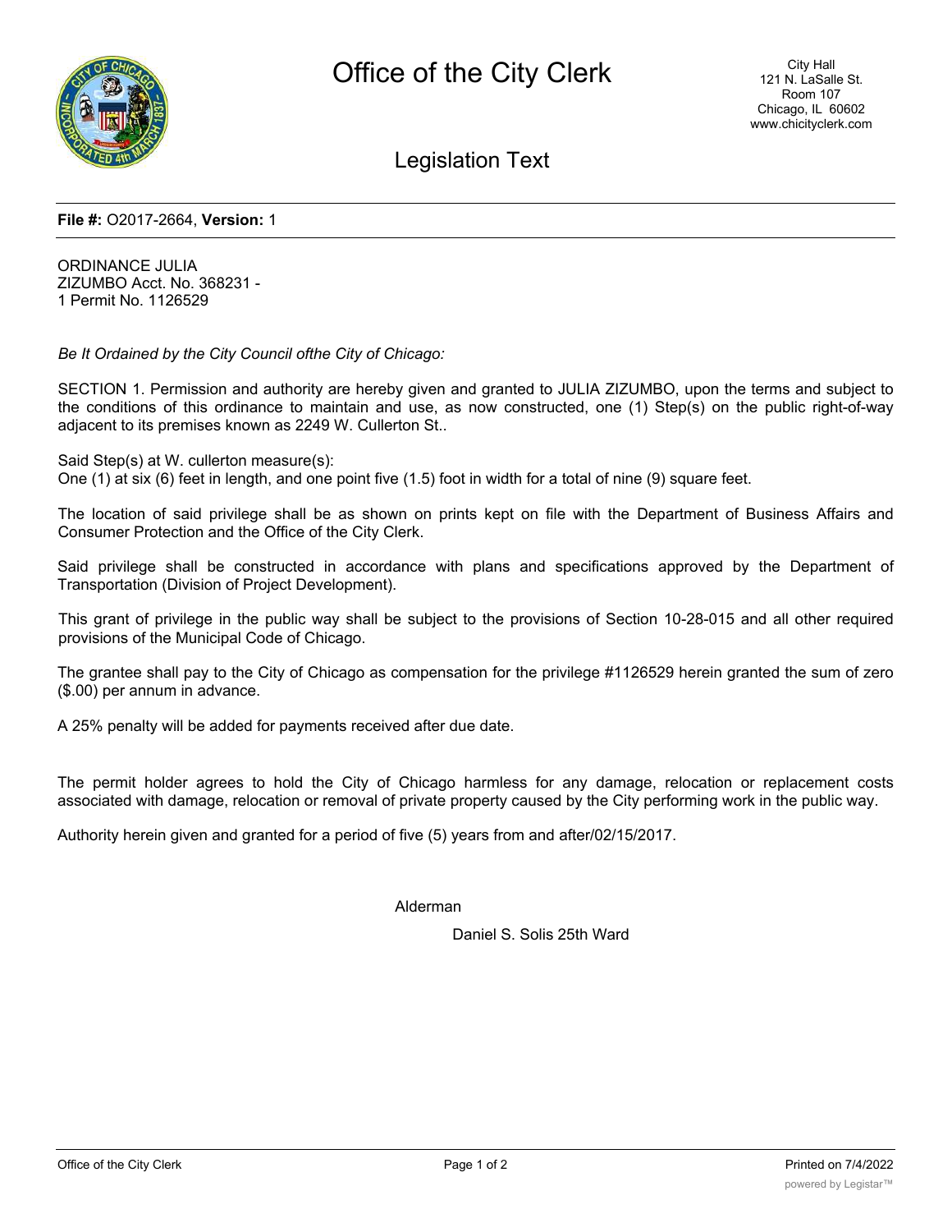# Office of the City Clerk

City Hall
121 N. LaSalle St.
Room 107
Chicago, IL 60602
www.chicityclerk.com

## Legislation Text

**File #:** O2017-2664, **Version:** 1

ORDINANCE JULIA
ZIZUMBO Acct. No. 368231 -
1 Permit No. 1126529

*Be It Ordained by the City Council ofthe City of Chicago:*

SECTION 1. Permission and authority are hereby given and granted to JULIA ZIZUMBO, upon the terms and subject to the conditions of this ordinance to maintain and use, as now constructed, one (1) Step(s) on the public right-of-way adjacent to its premises known as 2249 W. Cullerton St..

Said Step(s) at W. cullerton measure(s):
One (1) at six (6) feet in length, and one point five (1.5) foot in width for a total of nine (9) square feet.

The location of said privilege shall be as shown on prints kept on file with the Department of Business Affairs and Consumer Protection and the Office of the City Clerk.

Said privilege shall be constructed in accordance with plans and specifications approved by the Department of Transportation (Division of Project Development).

This grant of privilege in the public way shall be subject to the provisions of Section 10-28-015 and all other required provisions of the Municipal Code of Chicago.

The grantee shall pay to the City of Chicago as compensation for the privilege #1126529 herein granted the sum of zero ($.00) per annum in advance.

A 25% penalty will be added for payments received after due date.

The permit holder agrees to hold the City of Chicago harmless for any damage, relocation or replacement costs associated with damage, relocation or removal of private property caused by the City performing work in the public way.

Authority herein given and granted for a period of five (5) years from and after/02/15/2017.

Alderman

Daniel S. Solis 25th Ward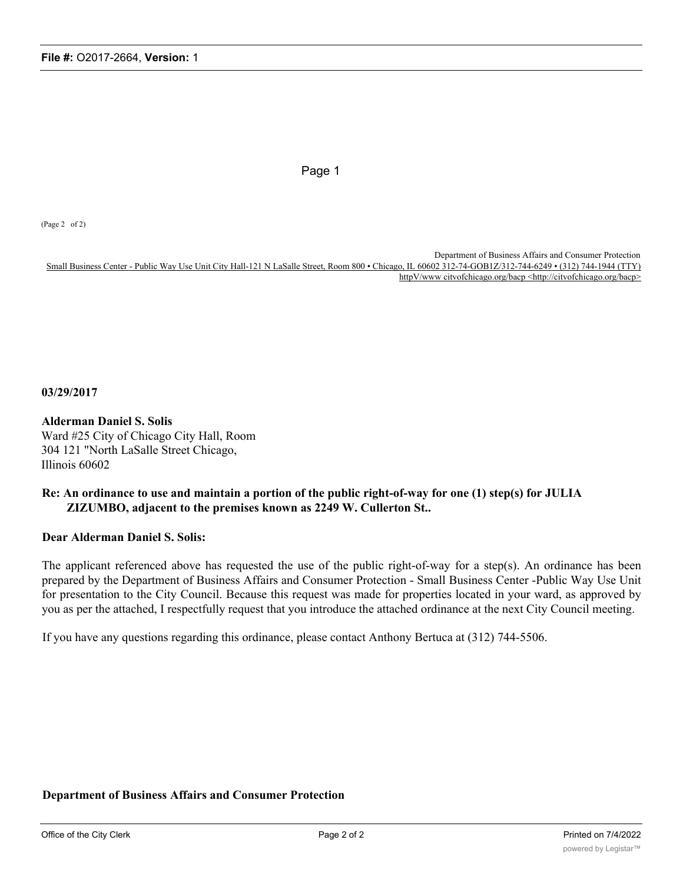Page 1

(Page 2 of 2)

Department of Business Affairs and Consumer Protection
Small Business Center - Public Way Use Unit City Hall-121 N LaSalle Street, Room 800 • Chicago, IL 60602 312-74-GOB1Z/312-744-6249 • (312) 744-1944 (TTY)
httpV/www citvofchicago.org/bacp <http://citvofchicago.org/bacp>

**03/29/2017**

**Alderman Daniel S. Solis**
Ward #25 City of Chicago City Hall, Room 304 121 "North LaSalle Street Chicago, Illinois 60602

**Re: An ordinance to use and maintain a portion of the public right-of-way for one (1) step(s) for JULIA ZIZUMBO, adjacent to the premises known as 2249 W. Cullerton St..**

**Dear Alderman Daniel S. Solis:**

The applicant referenced above has requested the use of the public right-of-way for a step(s). An ordinance has been prepared by the Department of Business Affairs and Consumer Protection - Small Business Center -Public Way Use Unit for presentation to the City Council. Because this request was made for properties located in your ward, as approved by you as per the attached, I respectfully request that you introduce the attached ordinance at the next City Council meeting.

If you have any questions regarding this ordinance, please contact Anthony Bertuca at (312) 744-5506.

**Department of Business Affairs and Consumer Protection**